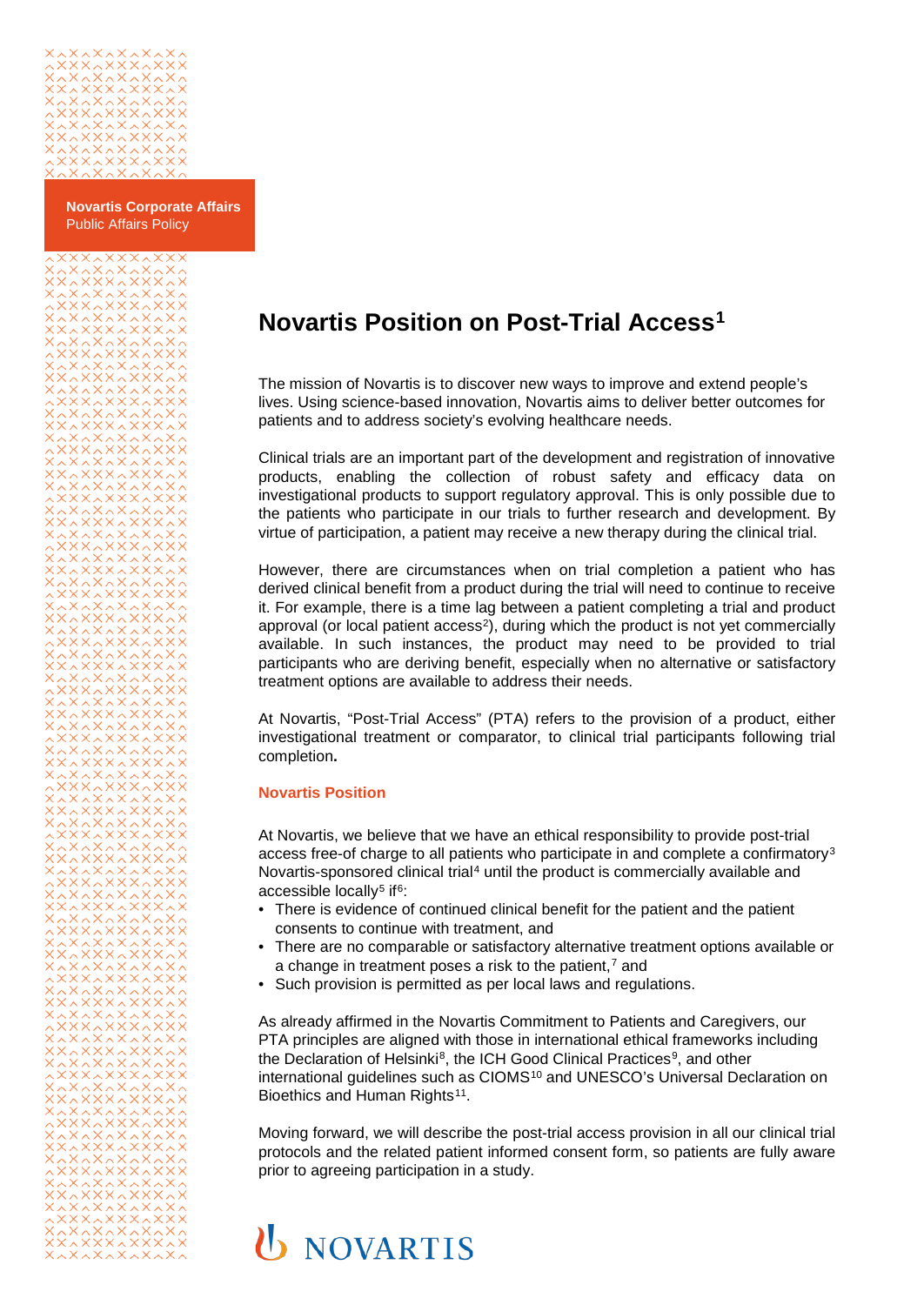**Novartis Corporate Affairs**
Public Affairs Policy

# Novartis Position on Post-Trial Access[1]

The mission of Novartis is to discover new ways to improve and extend people's lives. Using science-based innovation, Novartis aims to deliver better outcomes for patients and to address society's evolving healthcare needs.

Clinical trials are an important part of the development and registration of innovative products, enabling the collection of robust safety and efficacy data on investigational products to support regulatory approval. This is only possible due to the patients who participate in our trials to further research and development. By virtue of participation, a patient may receive a new therapy during the clinical trial.

However, there are circumstances when on trial completion a patient who has derived clinical benefit from a product during the trial will need to continue to receive it. For example, there is a time lag between a patient completing a trial and product approval (or local patient access[2]), during which the product is not yet commercially available. In such instances, the product may need to be provided to trial participants who are deriving benefit, especially when no alternative or satisfactory treatment options are available to address their needs.

At Novartis, "Post-Trial Access" (PTA) refers to the provision of a product, either investigational treatment or comparator, to clinical trial participants following trial completion**.**

## Novartis Position

At Novartis, we believe that we have an ethical responsibility to provide post-trial access free-of charge to all patients who participate in and complete a confirmatory[3] Novartis-sponsored clinical trial[4] until the product is commercially available and accessible locally[5] if[6]:

- There is evidence of continued clinical benefit for the patient and the patient consents to continue with treatment, and
- There are no comparable or satisfactory alternative treatment options available or a change in treatment poses a risk to the patient,[7] and
- Such provision is permitted as per local laws and regulations.

As already affirmed in the Novartis Commitment to Patients and Caregivers, our PTA principles are aligned with those in international ethical frameworks including the Declaration of Helsinki[8], the ICH Good Clinical Practices[9], and other international guidelines such as CIOMS[10] and UNESCO's Universal Declaration on Bioethics and Human Rights[11].

Moving forward, we will describe the post-trial access provision in all our clinical trial protocols and the related patient informed consent form, so patients are fully aware prior to agreeing participation in a study.

NOVARTIS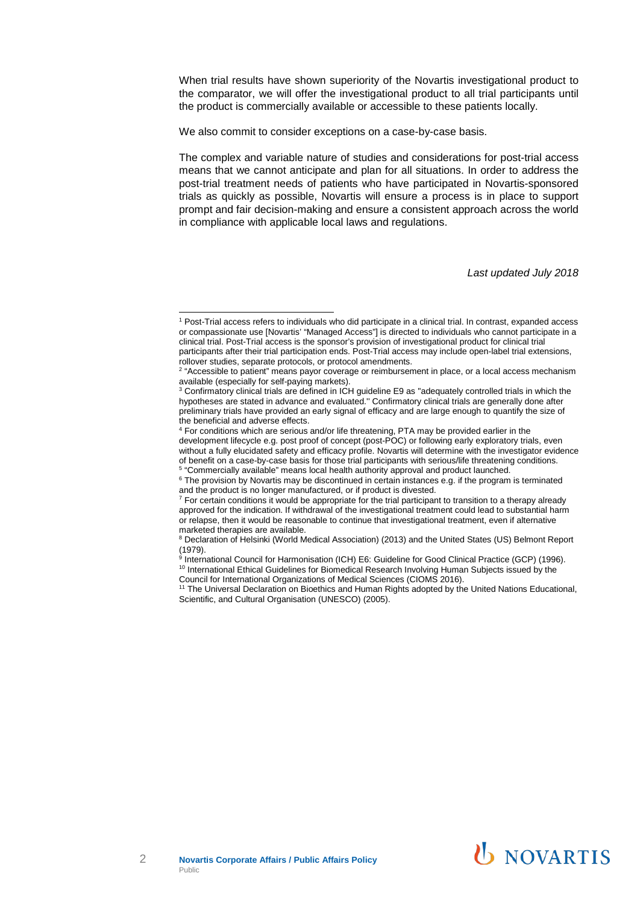When trial results have shown superiority of the Novartis investigational product to the comparator, we will offer the investigational product to all trial participants until the product is commercially available or accessible to these patients locally.

We also commit to consider exceptions on a case-by-case basis.

The complex and variable nature of studies and considerations for post-trial access means that we cannot anticipate and plan for all situations. In order to address the post-trial treatment needs of patients who have participated in Novartis-sponsored trials as quickly as possible, Novartis will ensure a process is in place to support prompt and fair decision-making and ensure a consistent approach across the world in compliance with applicable local laws and regulations.

*Last updated July 2018*

---

[1] Post-Trial access refers to individuals who did participate in a clinical trial. In contrast, expanded access or compassionate use [Novartis' "Managed Access"] is directed to individuals who cannot participate in a clinical trial. Post-Trial access is the sponsor's provision of investigational product for clinical trial participants after their trial participation ends. Post-Trial access may include open-label trial extensions, rollover studies, separate protocols, or protocol amendments.

[2] "Accessible to patient" means payor coverage or reimbursement in place, or a local access mechanism available (especially for self-paying markets).

[3] Confirmatory clinical trials are defined in ICH guideline E9 as "adequately controlled trials in which the hypotheses are stated in advance and evaluated." Confirmatory clinical trials are generally done after preliminary trials have provided an early signal of efficacy and are large enough to quantify the size of the beneficial and adverse effects.

[4] For conditions which are serious and/or life threatening, PTA may be provided earlier in the development lifecycle e.g. post proof of concept (post-POC) or following early exploratory trials, even without a fully elucidated safety and efficacy profile. Novartis will determine with the investigator evidence of benefit on a case-by-case basis for those trial participants with serious/life threatening conditions.

[5] "Commercially available" means local health authority approval and product launched.

[6] The provision by Novartis may be discontinued in certain instances e.g. if the program is terminated and the product is no longer manufactured, or if product is divested.

[7] For certain conditions it would be appropriate for the trial participant to transition to a therapy already approved for the indication. If withdrawal of the investigational treatment could lead to substantial harm or relapse, then it would be reasonable to continue that investigational treatment, even if alternative marketed therapies are available.

[8] Declaration of Helsinki (World Medical Association) (2013) and the United States (US) Belmont Report (1979).

[9] International Council for Harmonisation (ICH) E6: Guideline for Good Clinical Practice (GCP) (1996).

[10] International Ethical Guidelines for Biomedical Research Involving Human Subjects issued by the Council for International Organizations of Medical Sciences (CIOMS 2016).

[11] The Universal Declaration on Bioethics and Human Rights adopted by the United Nations Educational, Scientific, and Cultural Organisation (UNESCO) (2005).